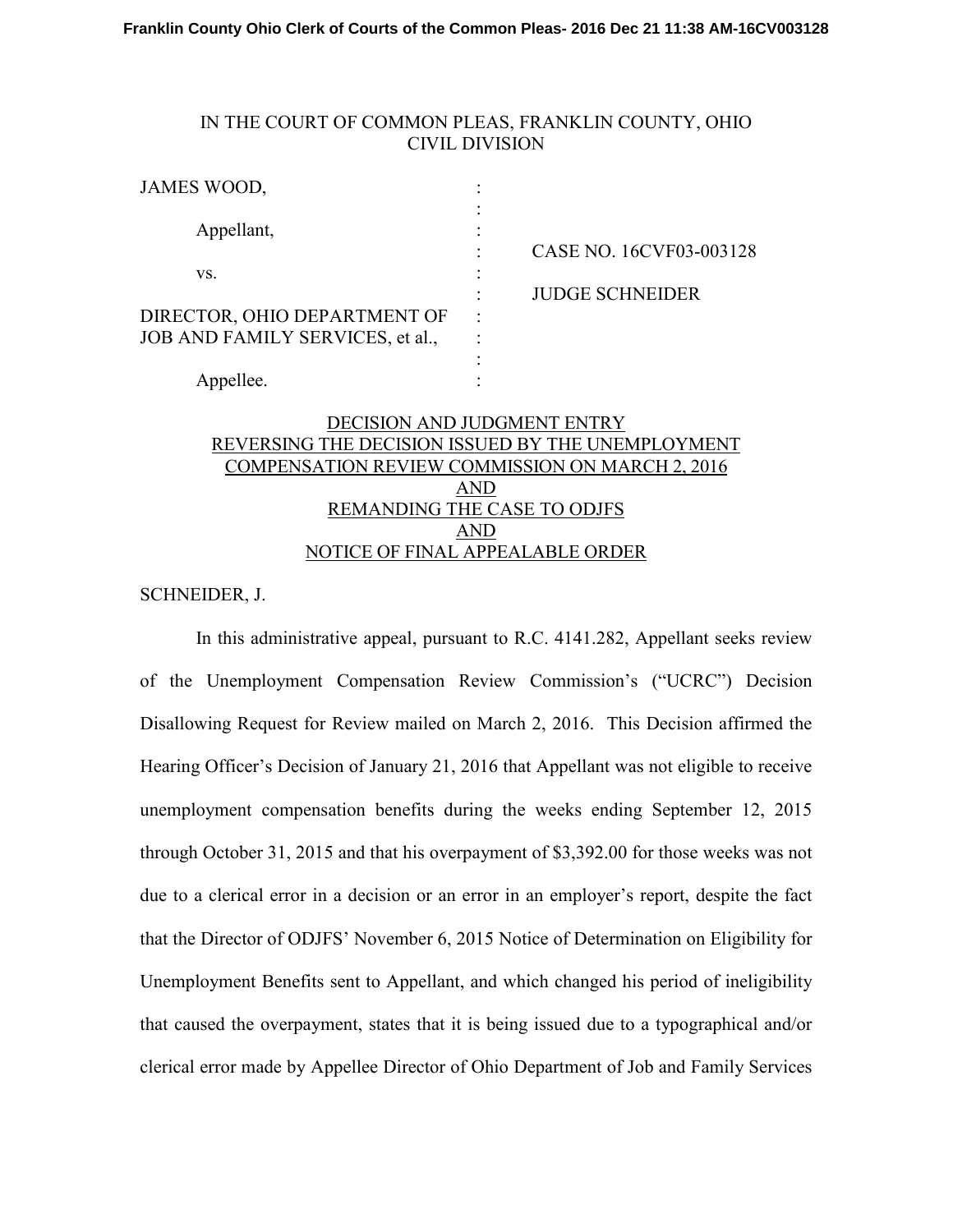IN THE COURT OF COMMON PLEAS, FRANKLIN COUNTY, OHIO
CIVIL DIVISION

| | | |
|---|---|---|
| JAMES WOOD, | : | |
| Appellant, | : | CASE NO. 16CVF03-003128 |
| vs. | : | JUDGE SCHNEIDER |
| DIRECTOR, OHIO DEPARTMENT OF JOB AND FAMILY SERVICES, et al., | : | |
| Appellee. | : | |

DECISION AND JUDGMENT ENTRY
REVERSING THE DECISION ISSUED BY THE UNEMPLOYMENT COMPENSATION REVIEW COMMISSION ON MARCH 2, 2016
AND
REMANDING THE CASE TO ODJFS
AND
NOTICE OF FINAL APPEALABLE ORDER

SCHNEIDER, J.

In this administrative appeal, pursuant to R.C. 4141.282, Appellant seeks review of the Unemployment Compensation Review Commission's ("UCRC") Decision Disallowing Request for Review mailed on March 2, 2016. This Decision affirmed the Hearing Officer's Decision of January 21, 2016 that Appellant was not eligible to receive unemployment compensation benefits during the weeks ending September 12, 2015 through October 31, 2015 and that his overpayment of $3,392.00 for those weeks was not due to a clerical error in a decision or an error in an employer's report, despite the fact that the Director of ODJFS' November 6, 2015 Notice of Determination on Eligibility for Unemployment Benefits sent to Appellant, and which changed his period of ineligibility that caused the overpayment, states that it is being issued due to a typographical and/or clerical error made by Appellee Director of Ohio Department of Job and Family Services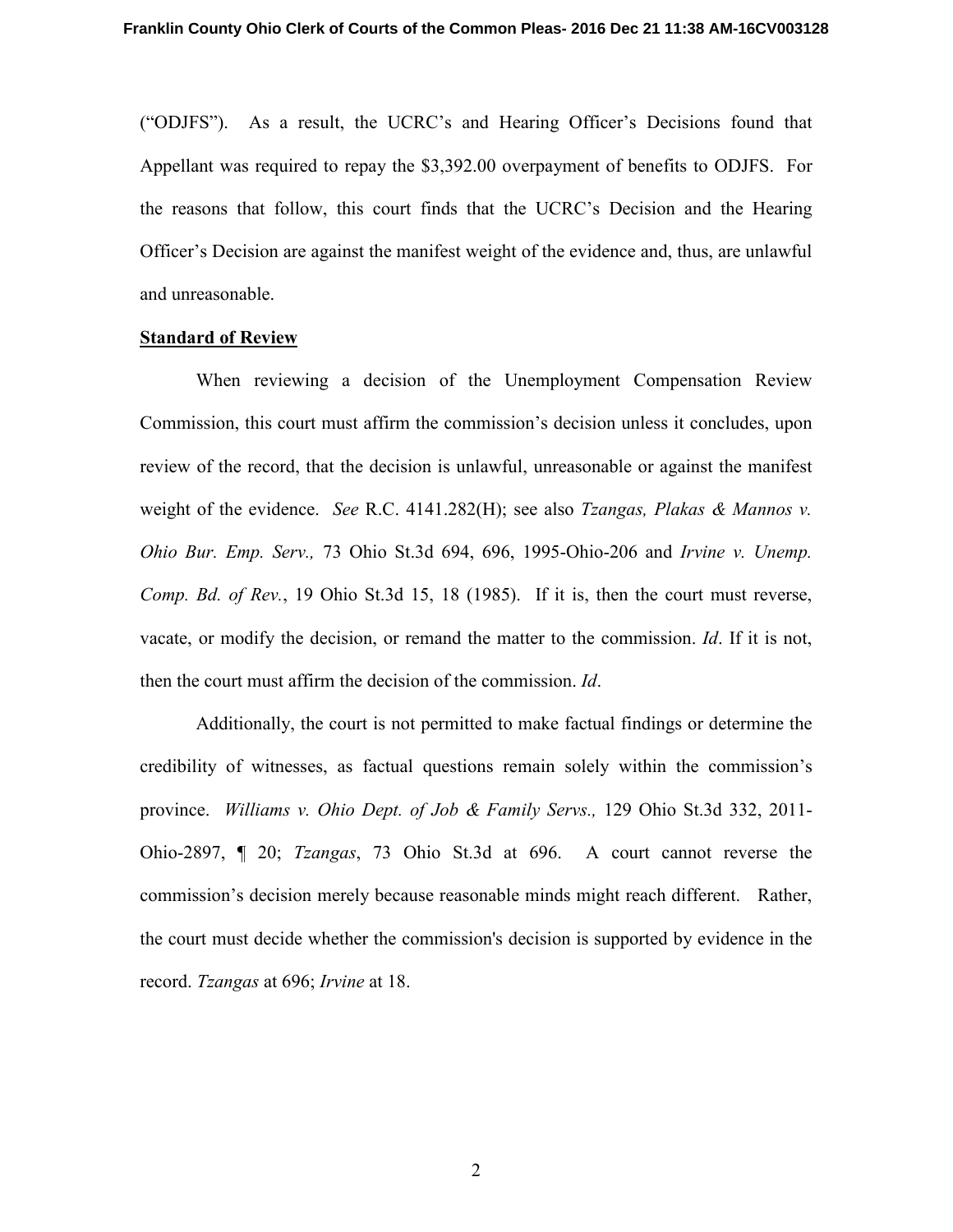("ODJFS"). As a result, the UCRC's and Hearing Officer's Decisions found that Appellant was required to repay the $3,392.00 overpayment of benefits to ODJFS. For the reasons that follow, this court finds that the UCRC's Decision and the Hearing Officer's Decision are against the manifest weight of the evidence and, thus, are unlawful and unreasonable.

**Standard of Review**

When reviewing a decision of the Unemployment Compensation Review Commission, this court must affirm the commission's decision unless it concludes, upon review of the record, that the decision is unlawful, unreasonable or against the manifest weight of the evidence. *See* R.C. 4141.282(H); see also *Tzangas, Plakas & Mannos v. Ohio Bur. Emp. Serv.,* 73 Ohio St.3d 694, 696, 1995-Ohio-206 and *Irvine v. Unemp. Comp. Bd. of Rev.*, 19 Ohio St.3d 15, 18 (1985). If it is, then the court must reverse, vacate, or modify the decision, or remand the matter to the commission. *Id*. If it is not, then the court must affirm the decision of the commission. *Id*.

Additionally, the court is not permitted to make factual findings or determine the credibility of witnesses, as factual questions remain solely within the commission's province. *Williams v. Ohio Dept. of Job & Family Servs.,* 129 Ohio St.3d 332, 2011-Ohio-2897, ¶ 20; *Tzangas*, 73 Ohio St.3d at 696. A court cannot reverse the commission's decision merely because reasonable minds might reach different. Rather, the court must decide whether the commission's decision is supported by evidence in the record. *Tzangas* at 696; *Irvine* at 18.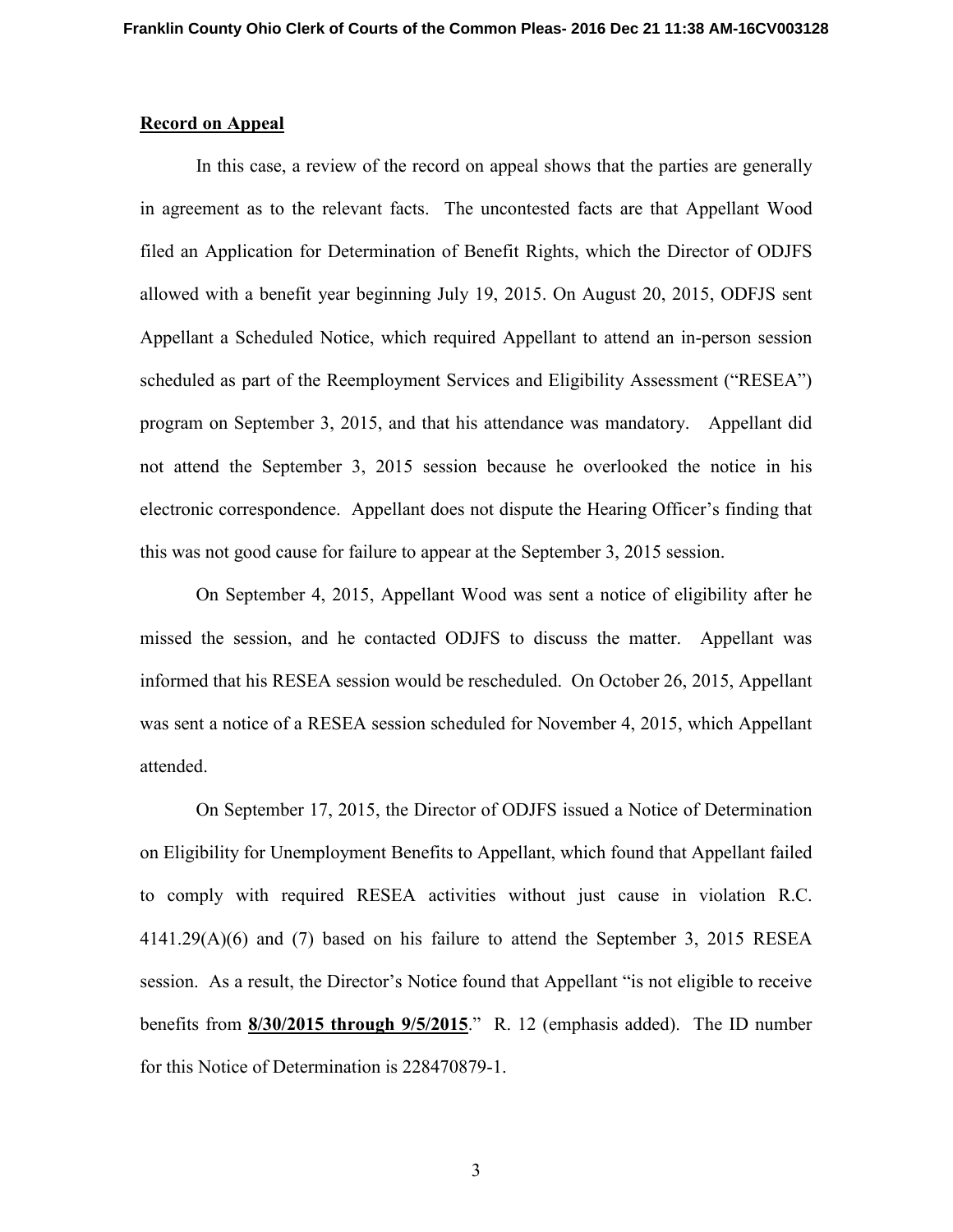**Record on Appeal**

In this case, a review of the record on appeal shows that the parties are generally in agreement as to the relevant facts. The uncontested facts are that Appellant Wood filed an Application for Determination of Benefit Rights, which the Director of ODJFS allowed with a benefit year beginning July 19, 2015. On August 20, 2015, ODFJS sent Appellant a Scheduled Notice, which required Appellant to attend an in-person session scheduled as part of the Reemployment Services and Eligibility Assessment ("RESEA") program on September 3, 2015, and that his attendance was mandatory. Appellant did not attend the September 3, 2015 session because he overlooked the notice in his electronic correspondence. Appellant does not dispute the Hearing Officer's finding that this was not good cause for failure to appear at the September 3, 2015 session.

On September 4, 2015, Appellant Wood was sent a notice of eligibility after he missed the session, and he contacted ODJFS to discuss the matter. Appellant was informed that his RESEA session would be rescheduled. On October 26, 2015, Appellant was sent a notice of a RESEA session scheduled for November 4, 2015, which Appellant attended.

On September 17, 2015, the Director of ODJFS issued a Notice of Determination on Eligibility for Unemployment Benefits to Appellant, which found that Appellant failed to comply with required RESEA activities without just cause in violation R.C. 4141.29(A)(6) and (7) based on his failure to attend the September 3, 2015 RESEA session. As a result, the Director's Notice found that Appellant "is not eligible to receive benefits from **8/30/2015 through 9/5/2015**." R. 12 (emphasis added). The ID number for this Notice of Determination is 228470879-1.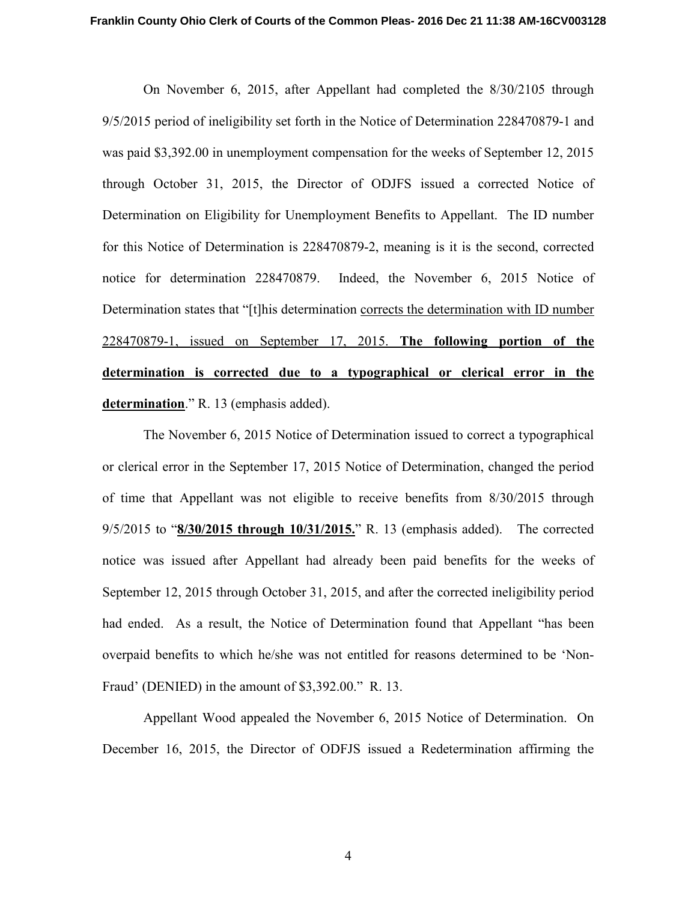On November 6, 2015, after Appellant had completed the 8/30/2105 through 9/5/2015 period of ineligibility set forth in the Notice of Determination 228470879-1 and was paid $3,392.00 in unemployment compensation for the weeks of September 12, 2015 through October 31, 2015, the Director of ODJFS issued a corrected Notice of Determination on Eligibility for Unemployment Benefits to Appellant. The ID number for this Notice of Determination is 228470879-2, meaning is it is the second, corrected notice for determination 228470879. Indeed, the November 6, 2015 Notice of Determination states that "[t]his determination <u>corrects the determination with ID number 228470879-1, issued on September 17, 2015.</u> **<u>The following portion of the determination is corrected due to a typographical or clerical error in the determination</u>**." R. 13 (emphasis added).

The November 6, 2015 Notice of Determination issued to correct a typographical or clerical error in the September 17, 2015 Notice of Determination, changed the period of time that Appellant was not eligible to receive benefits from 8/30/2015 through 9/5/2015 to "**<u>8/30/2015 through 10/31/2015.</u>**" R. 13 (emphasis added). The corrected notice was issued after Appellant had already been paid benefits for the weeks of September 12, 2015 through October 31, 2015, and after the corrected ineligibility period had ended. As a result, the Notice of Determination found that Appellant "has been overpaid benefits to which he/she was not entitled for reasons determined to be 'Non-Fraud' (DENIED) in the amount of $3,392.00." R. 13.

Appellant Wood appealed the November 6, 2015 Notice of Determination. On December 16, 2015, the Director of ODFJS issued a Redetermination affirming the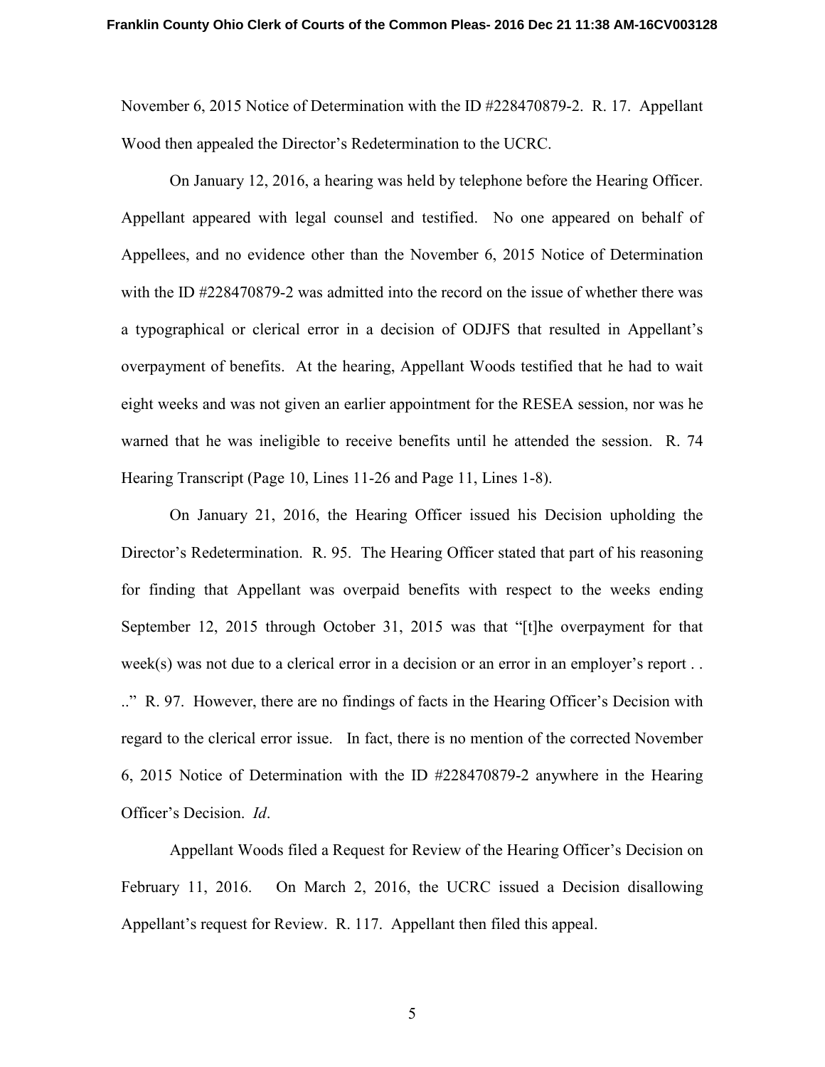November 6, 2015 Notice of Determination with the ID #228470879-2. R. 17. Appellant Wood then appealed the Director's Redetermination to the UCRC.

On January 12, 2016, a hearing was held by telephone before the Hearing Officer. Appellant appeared with legal counsel and testified. No one appeared on behalf of Appellees, and no evidence other than the November 6, 2015 Notice of Determination with the ID #228470879-2 was admitted into the record on the issue of whether there was a typographical or clerical error in a decision of ODJFS that resulted in Appellant's overpayment of benefits. At the hearing, Appellant Woods testified that he had to wait eight weeks and was not given an earlier appointment for the RESEA session, nor was he warned that he was ineligible to receive benefits until he attended the session. R. 74 Hearing Transcript (Page 10, Lines 11-26 and Page 11, Lines 1-8).

On January 21, 2016, the Hearing Officer issued his Decision upholding the Director's Redetermination. R. 95. The Hearing Officer stated that part of his reasoning for finding that Appellant was overpaid benefits with respect to the weeks ending September 12, 2015 through October 31, 2015 was that "[t]he overpayment for that week(s) was not due to a clerical error in a decision or an error in an employer's report . . .." R. 97. However, there are no findings of facts in the Hearing Officer's Decision with regard to the clerical error issue. In fact, there is no mention of the corrected November 6, 2015 Notice of Determination with the ID #228470879-2 anywhere in the Hearing Officer's Decision. *Id*.

Appellant Woods filed a Request for Review of the Hearing Officer's Decision on February 11, 2016. On March 2, 2016, the UCRC issued a Decision disallowing Appellant's request for Review. R. 117. Appellant then filed this appeal.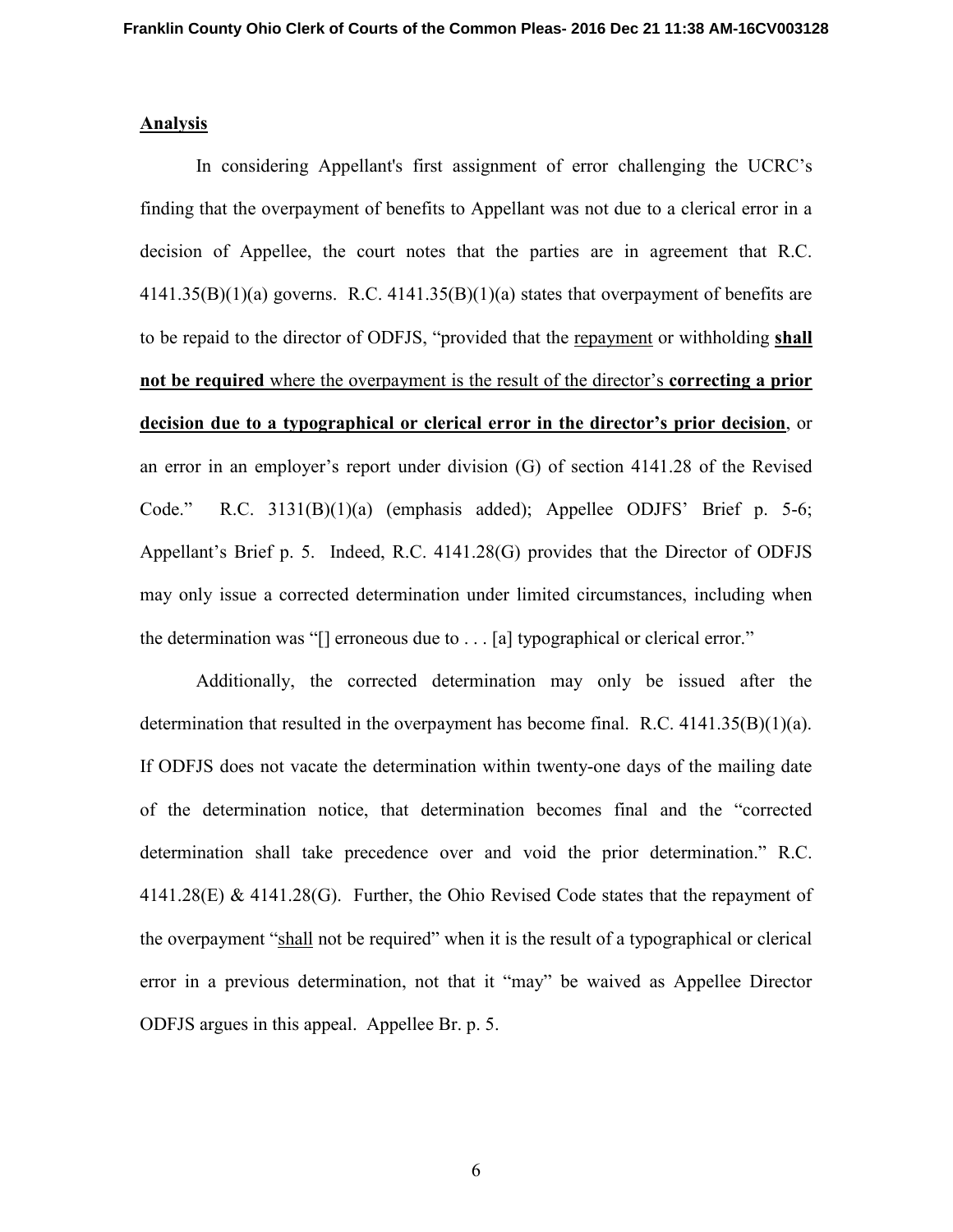**Analysis**

In considering Appellant's first assignment of error challenging the UCRC's finding that the overpayment of benefits to Appellant was not due to a clerical error in a decision of Appellee, the court notes that the parties are in agreement that R.C. 4141.35(B)(1)(a) governs. R.C. 4141.35(B)(1)(a) states that overpayment of benefits are to be repaid to the director of ODFJS, "provided that the repayment or withholding **shall not be required** where the overpayment is the result of the director's **correcting a prior decision due to a typographical or clerical error in the director's prior decision**, or an error in an employer's report under division (G) of section 4141.28 of the Revised Code." R.C. 3131(B)(1)(a) (emphasis added); Appellee ODJFS' Brief p. 5-6; Appellant's Brief p. 5. Indeed, R.C. 4141.28(G) provides that the Director of ODFJS may only issue a corrected determination under limited circumstances, including when the determination was "[] erroneous due to . . . [a] typographical or clerical error."

Additionally, the corrected determination may only be issued after the determination that resulted in the overpayment has become final. R.C. 4141.35(B)(1)(a). If ODFJS does not vacate the determination within twenty-one days of the mailing date of the determination notice, that determination becomes final and the "corrected determination shall take precedence over and void the prior determination." R.C. 4141.28(E) & 4141.28(G). Further, the Ohio Revised Code states that the repayment of the overpayment "shall not be required" when it is the result of a typographical or clerical error in a previous determination, not that it "may" be waived as Appellee Director ODFJS argues in this appeal. Appellee Br. p. 5.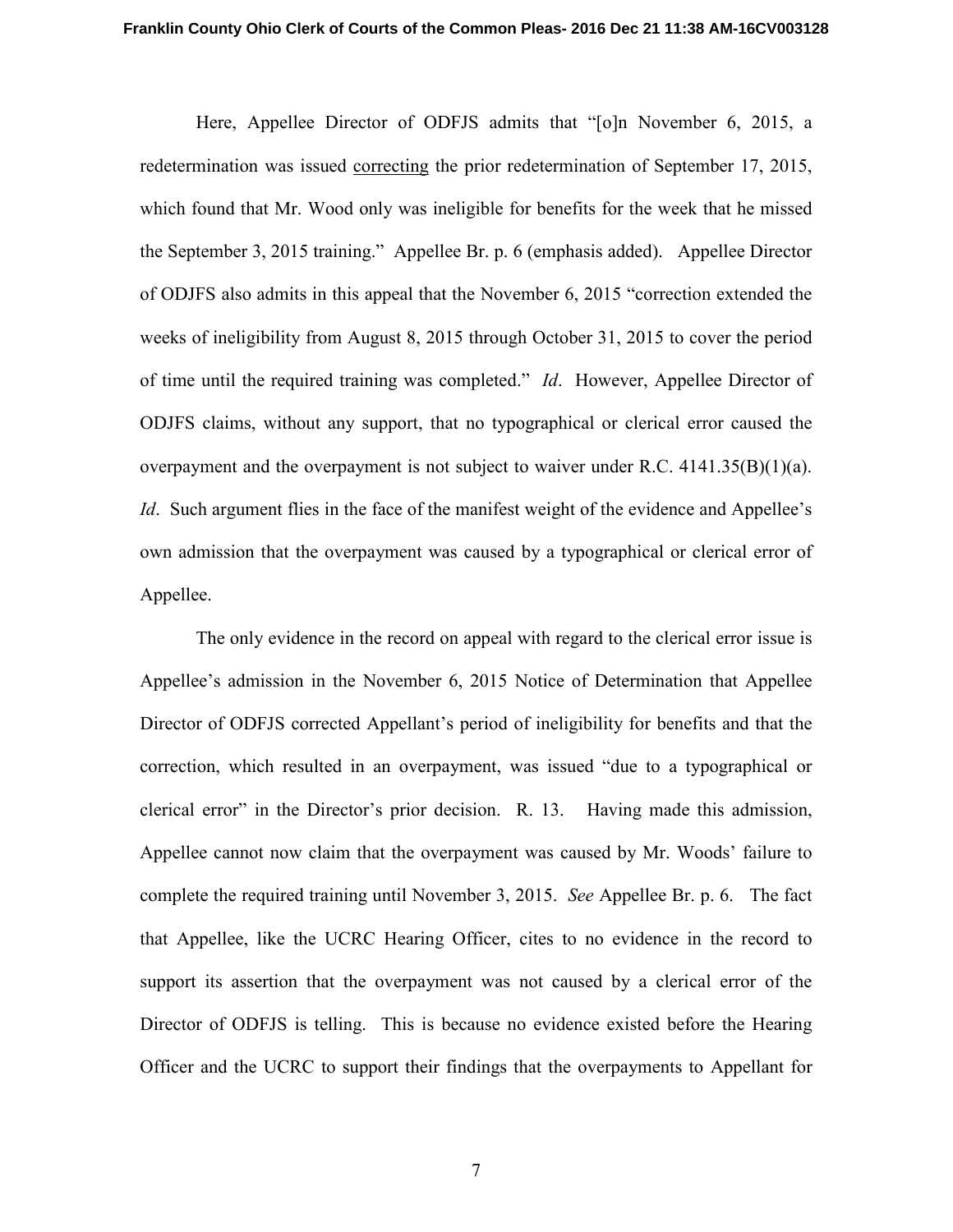Here, Appellee Director of ODFJS admits that "[o]n November 6, 2015, a redetermination was issued <u>correcting</u> the prior redetermination of September 17, 2015, which found that Mr. Wood only was ineligible for benefits for the week that he missed the September 3, 2015 training." Appellee Br. p. 6 (emphasis added). Appellee Director of ODJFS also admits in this appeal that the November 6, 2015 "correction extended the weeks of ineligibility from August 8, 2015 through October 31, 2015 to cover the period of time until the required training was completed." *Id*. However, Appellee Director of ODJFS claims, without any support, that no typographical or clerical error caused the overpayment and the overpayment is not subject to waiver under R.C. 4141.35(B)(1)(a). *Id*. Such argument flies in the face of the manifest weight of the evidence and Appellee's own admission that the overpayment was caused by a typographical or clerical error of Appellee.

The only evidence in the record on appeal with regard to the clerical error issue is Appellee's admission in the November 6, 2015 Notice of Determination that Appellee Director of ODFJS corrected Appellant's period of ineligibility for benefits and that the correction, which resulted in an overpayment, was issued "due to a typographical or clerical error" in the Director's prior decision. R. 13. Having made this admission, Appellee cannot now claim that the overpayment was caused by Mr. Woods' failure to complete the required training until November 3, 2015. *See* Appellee Br. p. 6. The fact that Appellee, like the UCRC Hearing Officer, cites to no evidence in the record to support its assertion that the overpayment was not caused by a clerical error of the Director of ODFJS is telling. This is because no evidence existed before the Hearing Officer and the UCRC to support their findings that the overpayments to Appellant for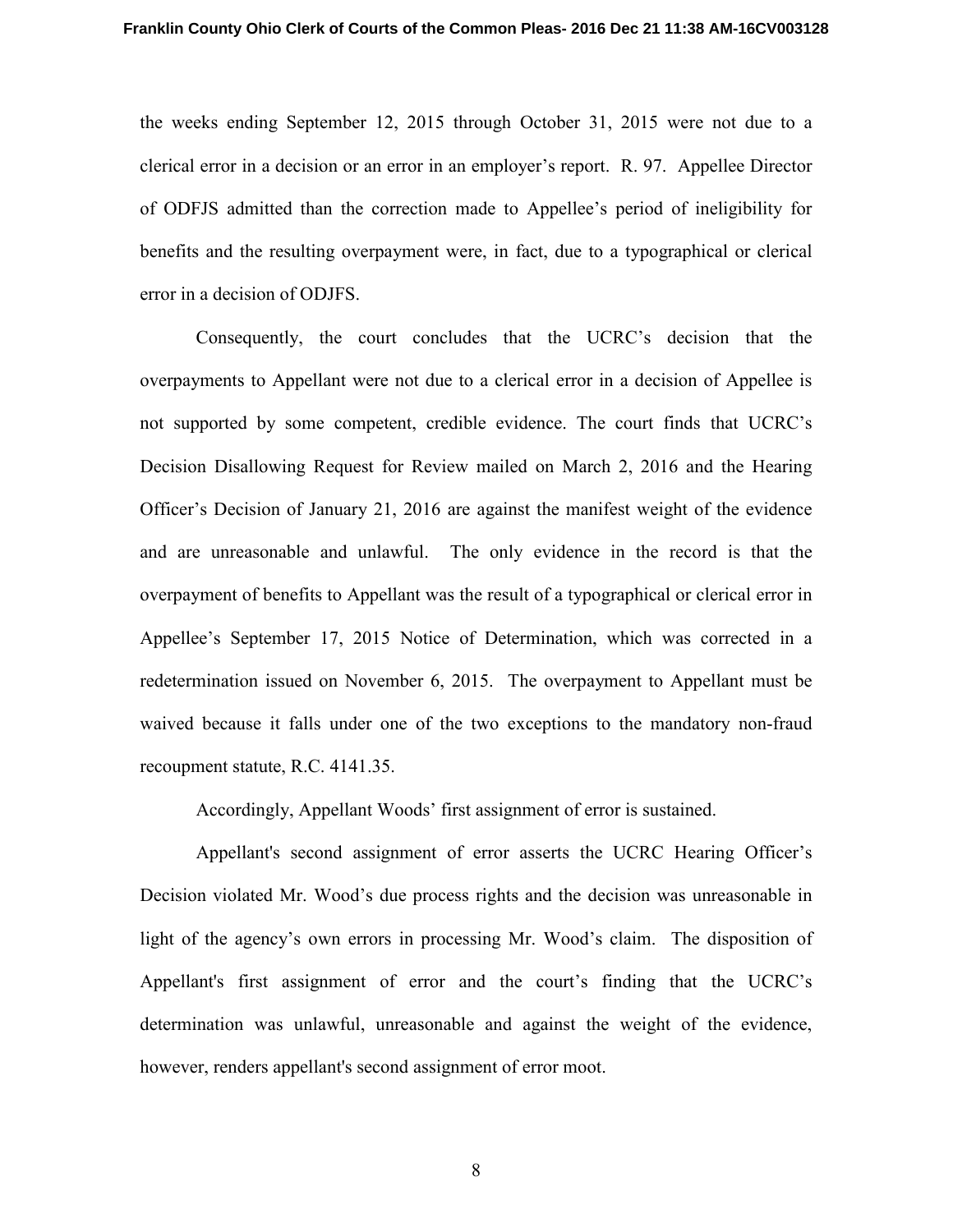the weeks ending September 12, 2015 through October 31, 2015 were not due to a clerical error in a decision or an error in an employer's report. R. 97. Appellee Director of ODFJS admitted than the correction made to Appellee's period of ineligibility for benefits and the resulting overpayment were, in fact, due to a typographical or clerical error in a decision of ODJFS.

Consequently, the court concludes that the UCRC's decision that the overpayments to Appellant were not due to a clerical error in a decision of Appellee is not supported by some competent, credible evidence. The court finds that UCRC's Decision Disallowing Request for Review mailed on March 2, 2016 and the Hearing Officer's Decision of January 21, 2016 are against the manifest weight of the evidence and are unreasonable and unlawful. The only evidence in the record is that the overpayment of benefits to Appellant was the result of a typographical or clerical error in Appellee's September 17, 2015 Notice of Determination, which was corrected in a redetermination issued on November 6, 2015. The overpayment to Appellant must be waived because it falls under one of the two exceptions to the mandatory non-fraud recoupment statute, R.C. 4141.35.

Accordingly, Appellant Woods' first assignment of error is sustained.

Appellant's second assignment of error asserts the UCRC Hearing Officer's Decision violated Mr. Wood's due process rights and the decision was unreasonable in light of the agency's own errors in processing Mr. Wood's claim. The disposition of Appellant's first assignment of error and the court's finding that the UCRC's determination was unlawful, unreasonable and against the weight of the evidence, however, renders appellant's second assignment of error moot.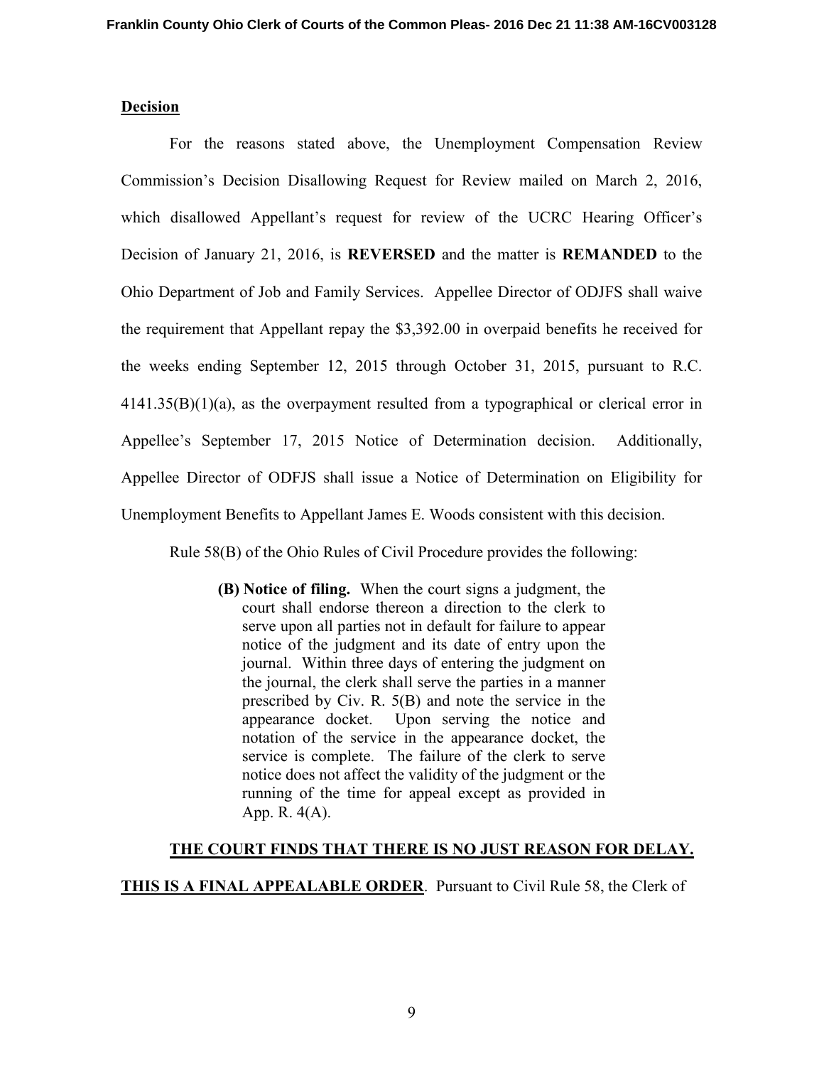**Decision**

For the reasons stated above, the Unemployment Compensation Review Commission's Decision Disallowing Request for Review mailed on March 2, 2016, which disallowed Appellant's request for review of the UCRC Hearing Officer's Decision of January 21, 2016, is **REVERSED** and the matter is **REMANDED** to the Ohio Department of Job and Family Services. Appellee Director of ODJFS shall waive the requirement that Appellant repay the $3,392.00 in overpaid benefits he received for the weeks ending September 12, 2015 through October 31, 2015, pursuant to R.C. 4141.35(B)(1)(a), as the overpayment resulted from a typographical or clerical error in Appellee's September 17, 2015 Notice of Determination decision. Additionally, Appellee Director of ODFJS shall issue a Notice of Determination on Eligibility for Unemployment Benefits to Appellant James E. Woods consistent with this decision.

Rule 58(B) of the Ohio Rules of Civil Procedure provides the following:

> **(B) Notice of filing.** When the court signs a judgment, the court shall endorse thereon a direction to the clerk to serve upon all parties not in default for failure to appear notice of the judgment and its date of entry upon the journal. Within three days of entering the judgment on the journal, the clerk shall serve the parties in a manner prescribed by Civ. R. 5(B) and note the service in the appearance docket. Upon serving the notice and notation of the service in the appearance docket, the service is complete. The failure of the clerk to serve notice does not affect the validity of the judgment or the running of the time for appeal except as provided in App. R. 4(A).

**THE COURT FINDS THAT THERE IS NO JUST REASON FOR DELAY.**

**THIS IS A FINAL APPEALABLE ORDER**. Pursuant to Civil Rule 58, the Clerk of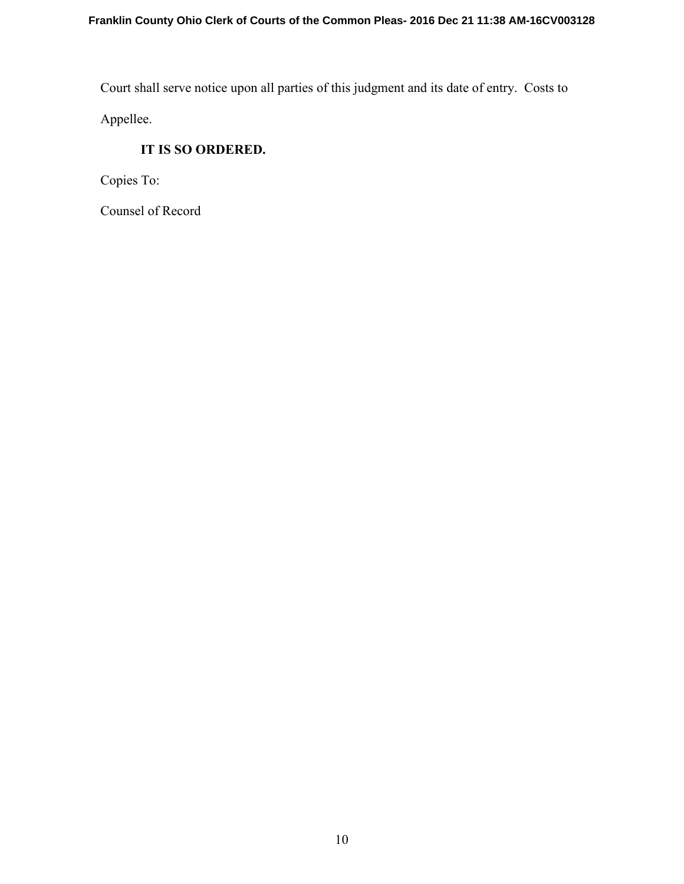Court shall serve notice upon all parties of this judgment and its date of entry. Costs to Appellee.

**IT IS SO ORDERED.**

Copies To:

Counsel of Record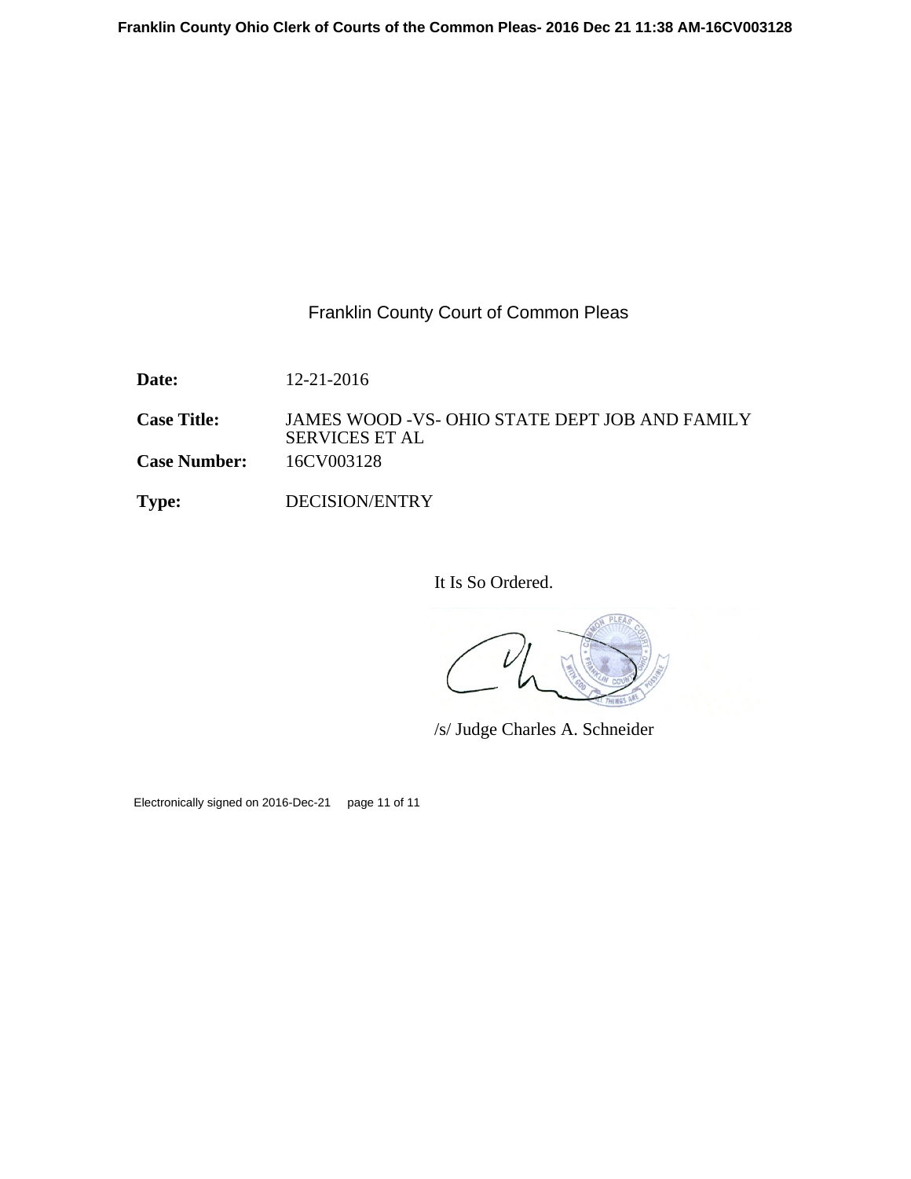Franklin County Court of Common Pleas

| | |
|---|---|
| **Date:** | 12-21-2016 |
| **Case Title:** | JAMES WOOD -VS- OHIO STATE DEPT JOB AND FAMILY SERVICES ET AL |
| **Case Number:** | 16CV003128 |
| **Type:** | DECISION/ENTRY |

It Is So Ordered.

/s/ Judge Charles A. Schneider

Electronically signed on 2016-Dec-21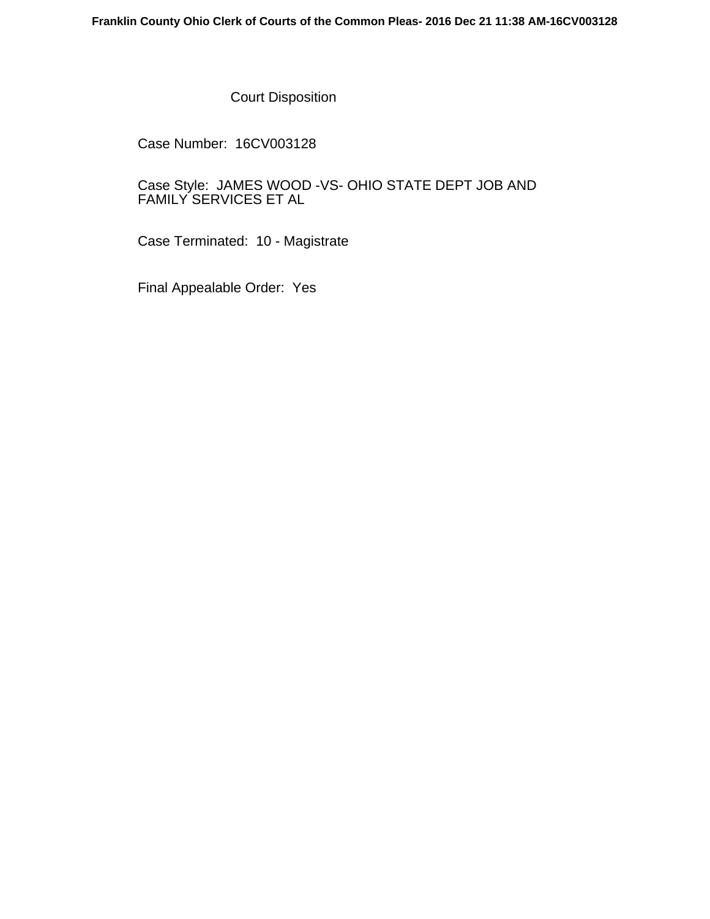Court Disposition

Case Number: 16CV003128

Case Style: JAMES WOOD -VS- OHIO STATE DEPT JOB AND FAMILY SERVICES ET AL

Case Terminated: 10 - Magistrate

Final Appealable Order: Yes